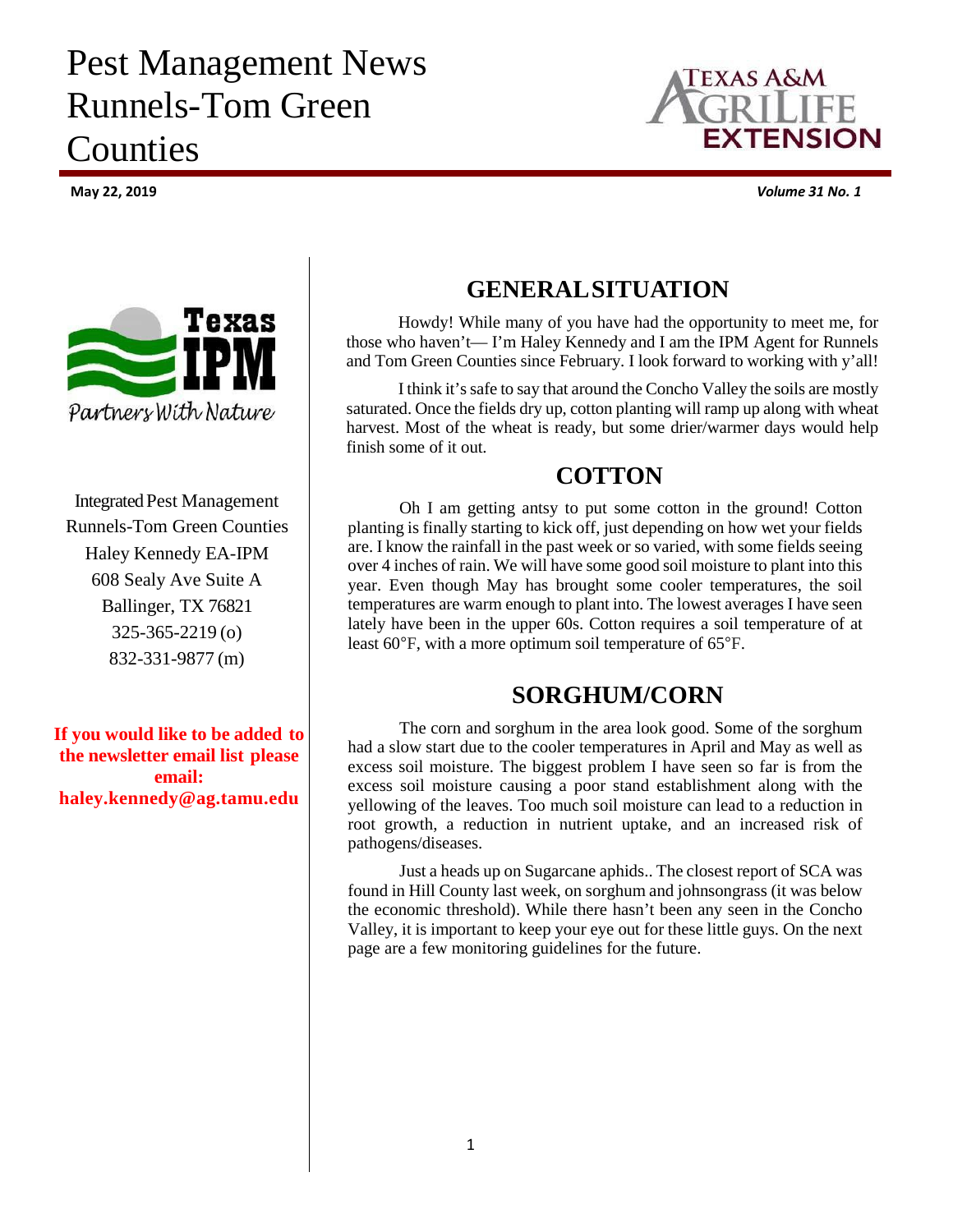# Pest Management News Runnels-Tom Green Counties

**May 22, 2019** ***Volume 31 No. 1***

Integrated Pest Management
Runnels-Tom Green Counties
Haley Kennedy EA-IPM
608 Sealy Ave Suite A
Ballinger, TX 76821
325-365-2219 (o)
832-331-9877 (m)

**If you would like to be added to the newsletter email list please email: haley.kennedy@ag.tamu.edu**

## GENERAL SITUATION

Howdy! While many of you have had the opportunity to meet me, for those who haven't— I'm Haley Kennedy and I am the IPM Agent for Runnels and Tom Green Counties since February. I look forward to working with y'all!

I think it's safe to say that around the Concho Valley the soils are mostly saturated. Once the fields dry up, cotton planting will ramp up along with wheat harvest. Most of the wheat is ready, but some drier/warmer days would help finish some of it out.

## COTTON

Oh I am getting antsy to put some cotton in the ground! Cotton planting is finally starting to kick off, just depending on how wet your fields are. I know the rainfall in the past week or so varied, with some fields seeing over 4 inches of rain. We will have some good soil moisture to plant into this year. Even though May has brought some cooler temperatures, the soil temperatures are warm enough to plant into. The lowest averages I have seen lately have been in the upper 60s. Cotton requires a soil temperature of at least 60°F, with a more optimum soil temperature of 65°F.

## SORGHUM/CORN

The corn and sorghum in the area look good. Some of the sorghum had a slow start due to the cooler temperatures in April and May as well as excess soil moisture. The biggest problem I have seen so far is from the excess soil moisture causing a poor stand establishment along with the yellowing of the leaves. Too much soil moisture can lead to a reduction in root growth, a reduction in nutrient uptake, and an increased risk of pathogens/diseases.

Just a heads up on Sugarcane aphids.. The closest report of SCA was found in Hill County last week, on sorghum and johnsongrass (it was below the economic threshold). While there hasn't been any seen in the Concho Valley, it is important to keep your eye out for these little guys. On the next page are a few monitoring guidelines for the future.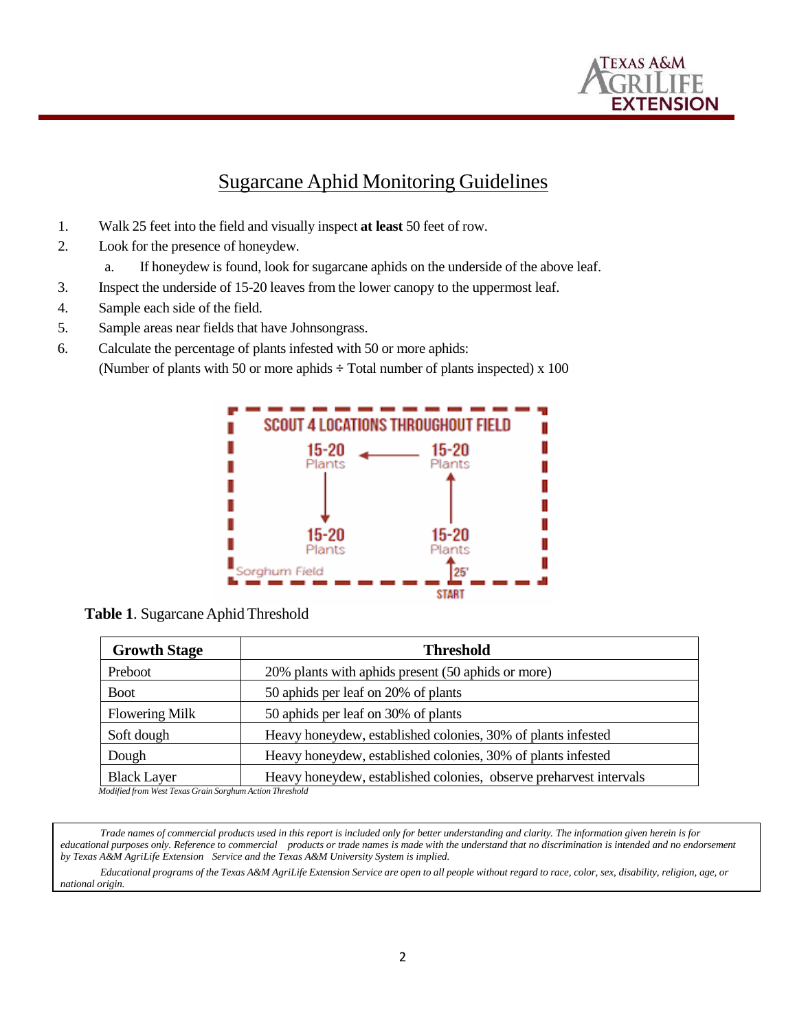# Sugarcane Aphid Monitoring Guidelines

1. Walk 25 feet into the field and visually inspect **at least** 50 feet of row.
2. Look for the presence of honeydew.
   a. If honeydew is found, look for sugarcane aphids on the underside of the above leaf.
3. Inspect the underside of 15-20 leaves from the lower canopy to the uppermost leaf.
4. Sample each side of the field.
5. Sample areas near fields that have Johnsongrass.
6. Calculate the percentage of plants infested with 50 or more aphids:
   (Number of plants with 50 or more aphids ÷ Total number of plants inspected) x 100

SCOUT 4 LOCATIONS THROUGHOUT FIELD
15-20 Plants
15-20 Plants
15-20 Plants
15-20 Plants
Sorghum Field
25'
START

**Table 1**. Sugarcane Aphid Threshold

| Growth Stage | Threshold |
|---|---|
| Preboot | 20% plants with aphids present (50 aphids or more) |
| Boot | 50 aphids per leaf on 20% of plants |
| Flowering Milk | 50 aphids per leaf on 30% of plants |
| Soft dough | Heavy honeydew, established colonies, 30% of plants infested |
| Dough | Heavy honeydew, established colonies, 30% of plants infested |
| Black Layer | Heavy honeydew, established colonies, observe preharvest intervals |

*Modified from West Texas Grain Sorghum Action Threshold*

*Trade names of commercial products used in this report is included only for better understanding and clarity. The information given herein is for educational purposes only. Reference to commercial products or trade names is made with the understand that no discrimination is intended and no endorsement by Texas A&M AgriLife Extension Service and the Texas A&M University System is implied.*

*Educational programs of the Texas A&M AgriLife Extension Service are open to all people without regard to race, color, sex, disability, religion, age, or national origin.*